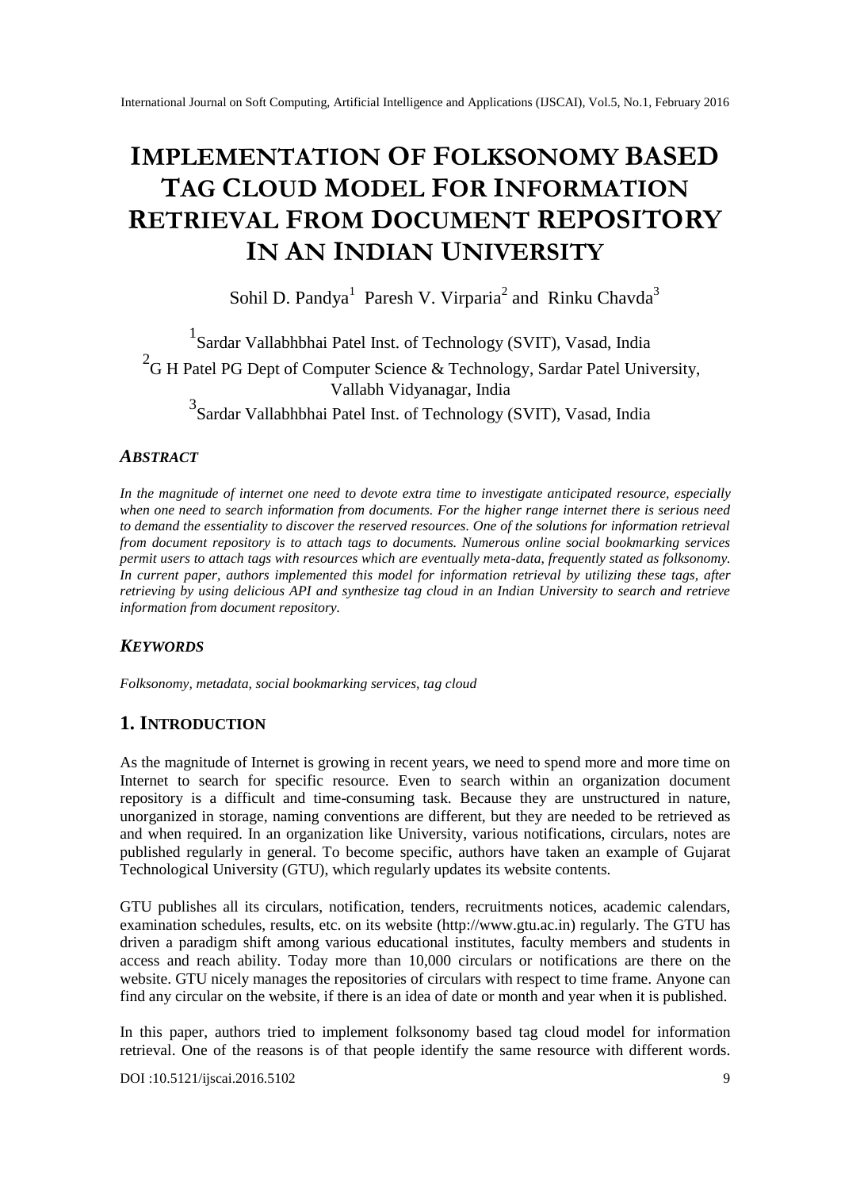# IMPLEMENTATION OF FOLKSONOMY BASED TAG CLOUD MODEL FOR INFORMATION RETRIEVAL FROM DOCUMENT REPOSITORY IN AN INDIAN UNIVERSITY

Sohil D. Pandya[1] Paresh V. Virparia[2] and Rinku Chavda[3]

[1]Sardar Vallabhbhai Patel Inst. of Technology (SVIT), Vasad, India

[2]G H Patel PG Dept of Computer Science & Technology, Sardar Patel University, Vallabh Vidyanagar, India

[3]Sardar Vallabhbhai Patel Inst. of Technology (SVIT), Vasad, India

## *ABSTRACT*

*In the magnitude of internet one need to devote extra time to investigate anticipated resource, especially when one need to search information from documents. For the higher range internet there is serious need to demand the essentiality to discover the reserved resources. One of the solutions for information retrieval from document repository is to attach tags to documents. Numerous online social bookmarking services permit users to attach tags with resources which are eventually meta-data, frequently stated as folksonomy. In current paper, authors implemented this model for information retrieval by utilizing these tags, after retrieving by using delicious API and synthesize tag cloud in an Indian University to search and retrieve information from document repository.*

## *KEYWORDS*

*Folksonomy, metadata, social bookmarking services, tag cloud*

## 1. INTRODUCTION

As the magnitude of Internet is growing in recent years, we need to spend more and more time on Internet to search for specific resource. Even to search within an organization document repository is a difficult and time-consuming task. Because they are unstructured in nature, unorganized in storage, naming conventions are different, but they are needed to be retrieved as and when required. In an organization like University, various notifications, circulars, notes are published regularly in general. To become specific, authors have taken an example of Gujarat Technological University (GTU), which regularly updates its website contents.

GTU publishes all its circulars, notification, tenders, recruitments notices, academic calendars, examination schedules, results, etc. on its website (http://www.gtu.ac.in) regularly. The GTU has driven a paradigm shift among various educational institutes, faculty members and students in access and reach ability. Today more than 10,000 circulars or notifications are there on the website. GTU nicely manages the repositories of circulars with respect to time frame. Anyone can find any circular on the website, if there is an idea of date or month and year when it is published.

In this paper, authors tried to implement folksonomy based tag cloud model for information retrieval. One of the reasons is of that people identify the same resource with different words.

DOI :10.5121/ijscai.2016.5102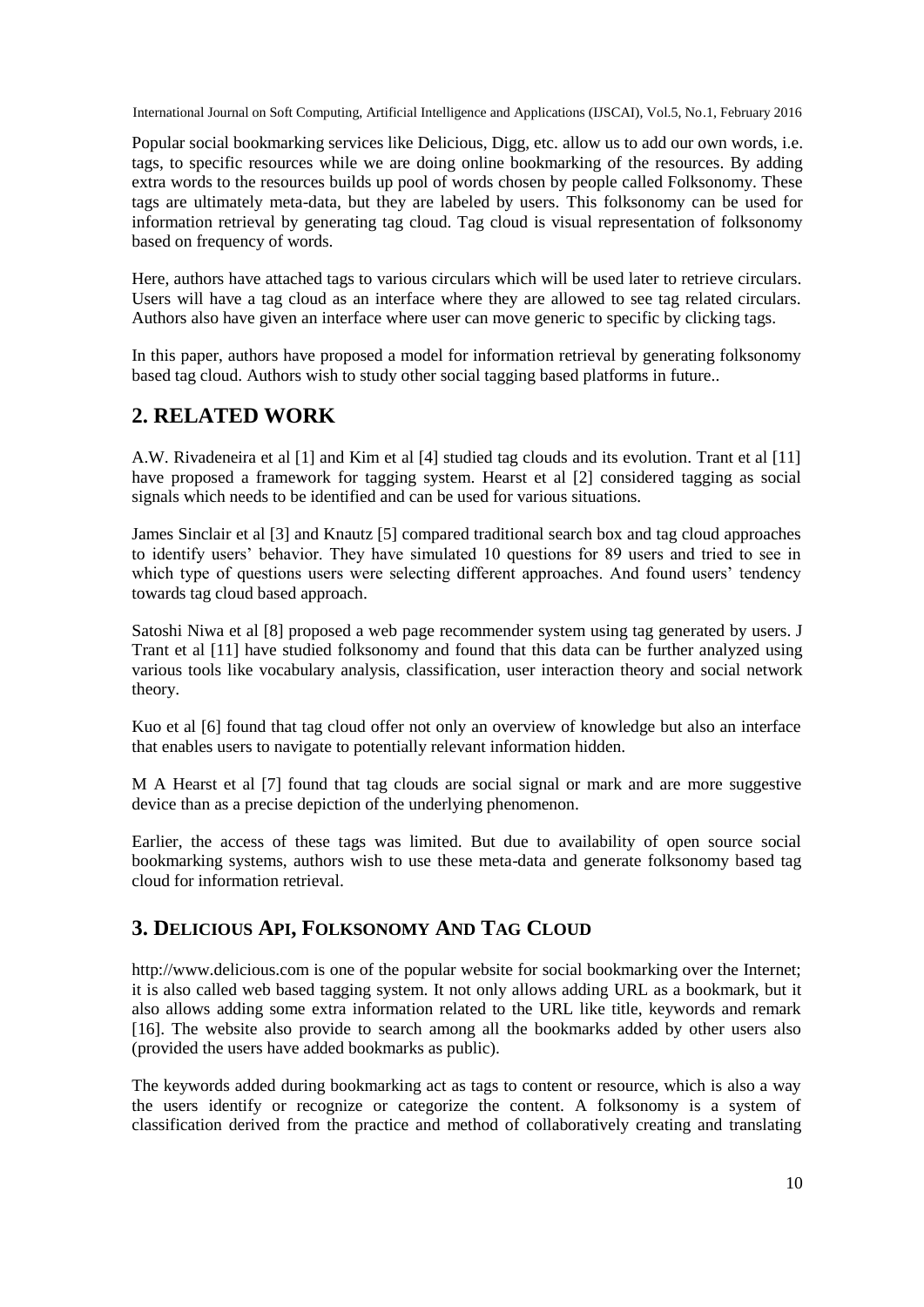Popular social bookmarking services like Delicious, Digg, etc. allow us to add our own words, i.e. tags, to specific resources while we are doing online bookmarking of the resources. By adding extra words to the resources builds up pool of words chosen by people called Folksonomy. These tags are ultimately meta-data, but they are labeled by users. This folksonomy can be used for information retrieval by generating tag cloud. Tag cloud is visual representation of folksonomy based on frequency of words.

Here, authors have attached tags to various circulars which will be used later to retrieve circulars. Users will have a tag cloud as an interface where they are allowed to see tag related circulars. Authors also have given an interface where user can move generic to specific by clicking tags.

In this paper, authors have proposed a model for information retrieval by generating folksonomy based tag cloud. Authors wish to study other social tagging based platforms in future..

## 2. RELATED WORK

A.W. Rivadeneira et al [1] and Kim et al [4] studied tag clouds and its evolution. Trant et al [11] have proposed a framework for tagging system. Hearst et al [2] considered tagging as social signals which needs to be identified and can be used for various situations.

James Sinclair et al [3] and Knautz [5] compared traditional search box and tag cloud approaches to identify users' behavior. They have simulated 10 questions for 89 users and tried to see in which type of questions users were selecting different approaches. And found users' tendency towards tag cloud based approach.

Satoshi Niwa et al [8] proposed a web page recommender system using tag generated by users. J Trant et al [11] have studied folksonomy and found that this data can be further analyzed using various tools like vocabulary analysis, classification, user interaction theory and social network theory.

Kuo et al [6] found that tag cloud offer not only an overview of knowledge but also an interface that enables users to navigate to potentially relevant information hidden.

M A Hearst et al [7] found that tag clouds are social signal or mark and are more suggestive device than as a precise depiction of the underlying phenomenon.

Earlier, the access of these tags was limited. But due to availability of open source social bookmarking systems, authors wish to use these meta-data and generate folksonomy based tag cloud for information retrieval.

## 3. DELICIOUS API, FOLKSONOMY AND TAG CLOUD

http://www.delicious.com is one of the popular website for social bookmarking over the Internet; it is also called web based tagging system. It not only allows adding URL as a bookmark, but it also allows adding some extra information related to the URL like title, keywords and remark [16]. The website also provide to search among all the bookmarks added by other users also (provided the users have added bookmarks as public).

The keywords added during bookmarking act as tags to content or resource, which is also a way the users identify or recognize or categorize the content. A folksonomy is a system of classification derived from the practice and method of collaboratively creating and translating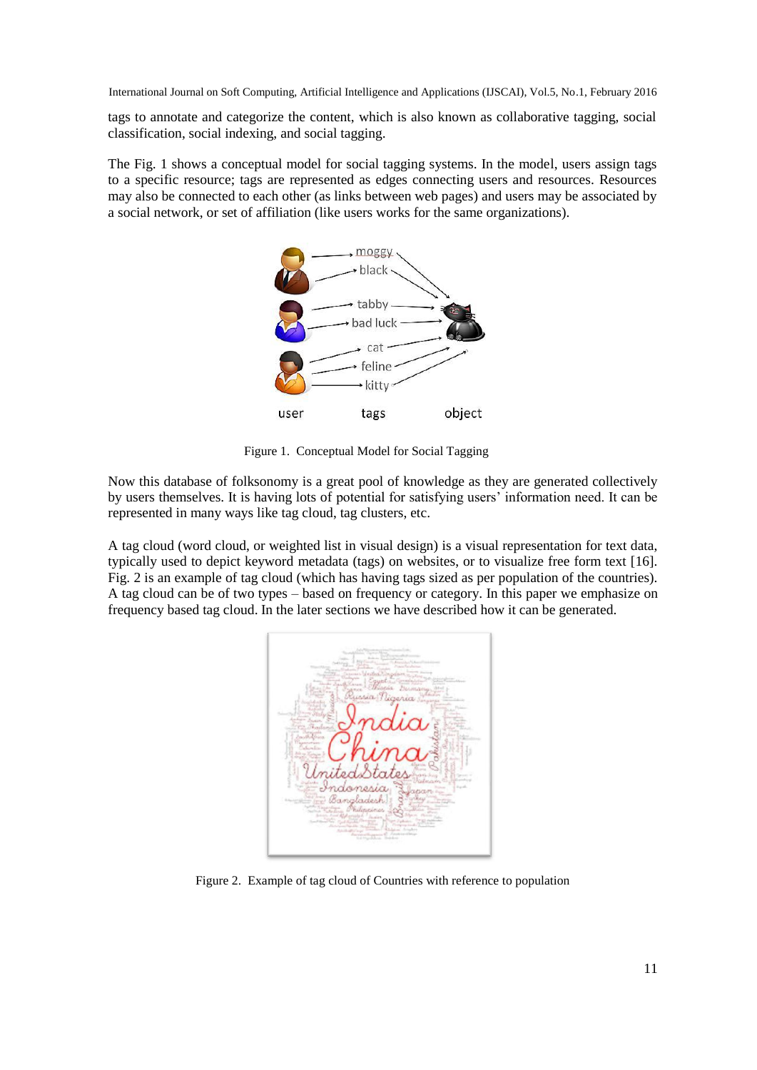tags to annotate and categorize the content, which is also known as collaborative tagging, social classification, social indexing, and social tagging.

The Fig. 1 shows a conceptual model for social tagging systems. In the model, users assign tags to a specific resource; tags are represented as edges connecting users and resources. Resources may also be connected to each other (as links between web pages) and users may be associated by a social network, or set of affiliation (like users works for the same organizations).

Figure 1. Conceptual Model for Social Tagging

Now this database of folksonomy is a great pool of knowledge as they are generated collectively by users themselves. It is having lots of potential for satisfying users' information need. It can be represented in many ways like tag cloud, tag clusters, etc.

A tag cloud (word cloud, or weighted list in visual design) is a visual representation for text data, typically used to depict keyword metadata (tags) on websites, or to visualize free form text [16]. Fig. 2 is an example of tag cloud (which has having tags sized as per population of the countries). A tag cloud can be of two types – based on frequency or category. In this paper we emphasize on frequency based tag cloud. In the later sections we have described how it can be generated.

Figure 2. Example of tag cloud of Countries with reference to population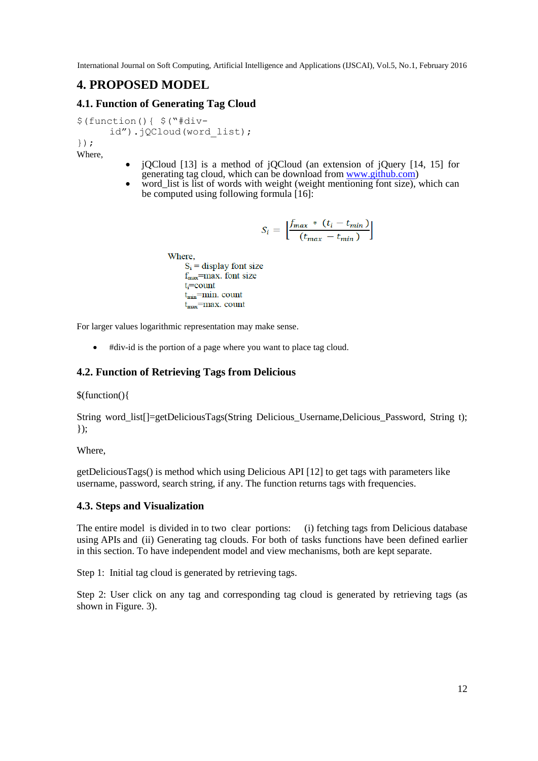## 4. PROPOSED MODEL

### 4.1. Function of Generating Tag Cloud

```
$(function(){ $("#div-
      id").jQCloud(word_list);
});
```

Where,

- jQCloud [13] is a method of jQCloud (an extension of jQuery [14, 15] for generating tag cloud, which can be download from www.github.com)
- word_list is list of words with weight (weight mentioning font size), which can be computed using following formula [16]:

$$S_i = \left\lceil \frac{f_{max} * (t_i - t_{min})}{(t_{max} - t_{min})} \right\rceil$$

Where,
$S_i$ = display font size
$f_{max}$=max. font size
$t_i$=count
$t_{min}$=min. count
$t_{max}$=max. count

For larger values logarithmic representation may make sense.

- #div-id is the portion of a page where you want to place tag cloud.

### 4.2. Function of Retrieving Tags from Delicious

```
$(function(){

String word_list[]=getDeliciousTags(String Delicious_Username,Delicious_Password, String t);
});
```

Where,

getDeliciousTags() is method which using Delicious API [12] to get tags with parameters like username, password, search string, if any. The function returns tags with frequencies.

### 4.3. Steps and Visualization

The entire model is divided in to two clear portions: (i) fetching tags from Delicious database using APIs and (ii) Generating tag clouds. For both of tasks functions have been defined earlier in this section. To have independent model and view mechanisms, both are kept separate.

Step 1: Initial tag cloud is generated by retrieving tags.

Step 2: User click on any tag and corresponding tag cloud is generated by retrieving tags (as shown in Figure. 3).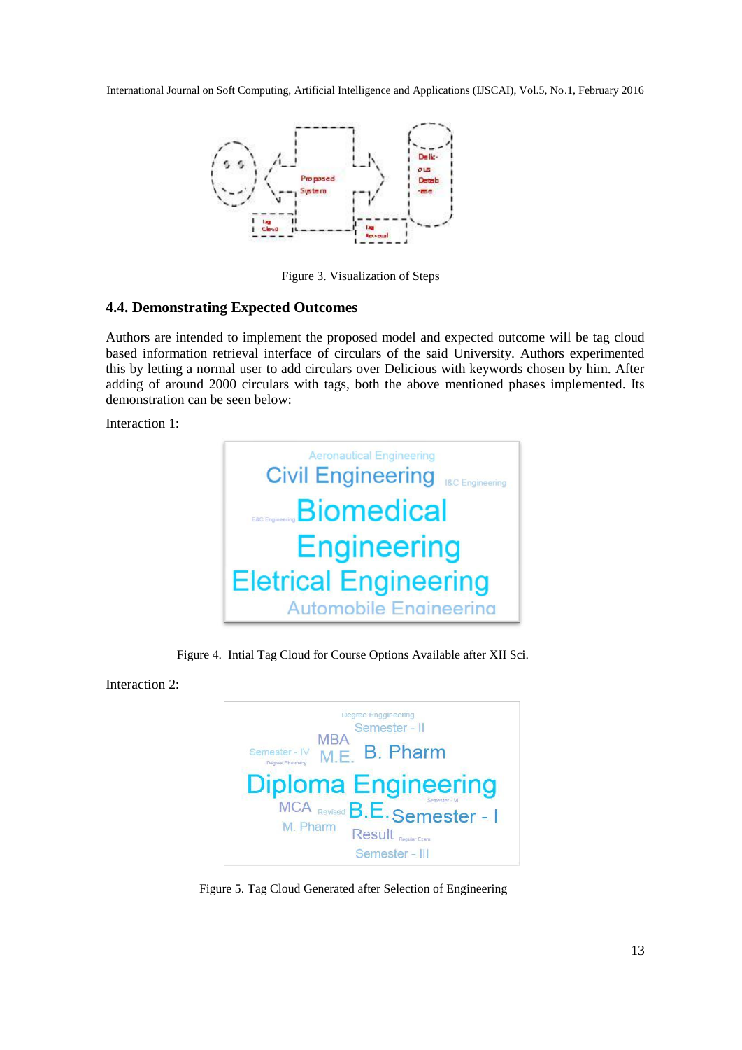Figure 3. Visualization of Steps

### 4.4. Demonstrating Expected Outcomes

Authors are intended to implement the proposed model and expected outcome will be tag cloud based information retrieval interface of circulars of the said University. Authors experimented this by letting a normal user to add circulars over Delicious with keywords chosen by him. After adding of around 2000 circulars with tags, both the above mentioned phases implemented. Its demonstration can be seen below:

Interaction 1:

Figure 4. Intial Tag Cloud for Course Options Available after XII Sci.

Interaction 2:

Figure 5. Tag Cloud Generated after Selection of Engineering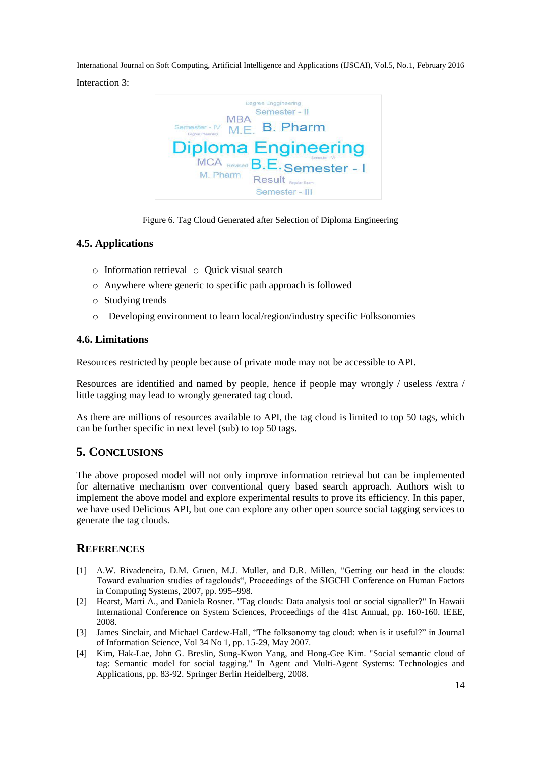Interaction 3:

Figure 6. Tag Cloud Generated after Selection of Diploma Engineering

### 4.5. Applications

- Information retrieval
- Quick visual search
- Anywhere where generic to specific path approach is followed
- Studying trends
- Developing environment to learn local/region/industry specific Folksonomies

### 4.6. Limitations

Resources restricted by people because of private mode may not be accessible to API.

Resources are identified and named by people, hence if people may wrongly / useless /extra / little tagging may lead to wrongly generated tag cloud.

As there are millions of resources available to API, the tag cloud is limited to top 50 tags, which can be further specific in next level (sub) to top 50 tags.

## 5. Conclusions

The above proposed model will not only improve information retrieval but can be implemented for alternative mechanism over conventional query based search approach. Authors wish to implement the above model and explore experimental results to prove its efficiency. In this paper, we have used Delicious API, but one can explore any other open source social tagging services to generate the tag clouds.

## References

[1] A.W. Rivadeneira, D.M. Gruen, M.J. Muller, and D.R. Millen, "Getting our head in the clouds: Toward evaluation studies of tagclouds", Proceedings of the SIGCHI Conference on Human Factors in Computing Systems, 2007, pp. 995–998.

[2] Hearst, Marti A., and Daniela Rosner. "Tag clouds: Data analysis tool or social signaller?" In Hawaii International Conference on System Sciences, Proceedings of the 41st Annual, pp. 160-160. IEEE, 2008.

[3] James Sinclair, and Michael Cardew-Hall, "The folksonomy tag cloud: when is it useful?" in Journal of Information Science, Vol 34 No 1, pp. 15-29, May 2007.

[4] Kim, Hak-Lae, John G. Breslin, Sung-Kwon Yang, and Hong-Gee Kim. "Social semantic cloud of tag: Semantic model for social tagging." In Agent and Multi-Agent Systems: Technologies and Applications, pp. 83-92. Springer Berlin Heidelberg, 2008.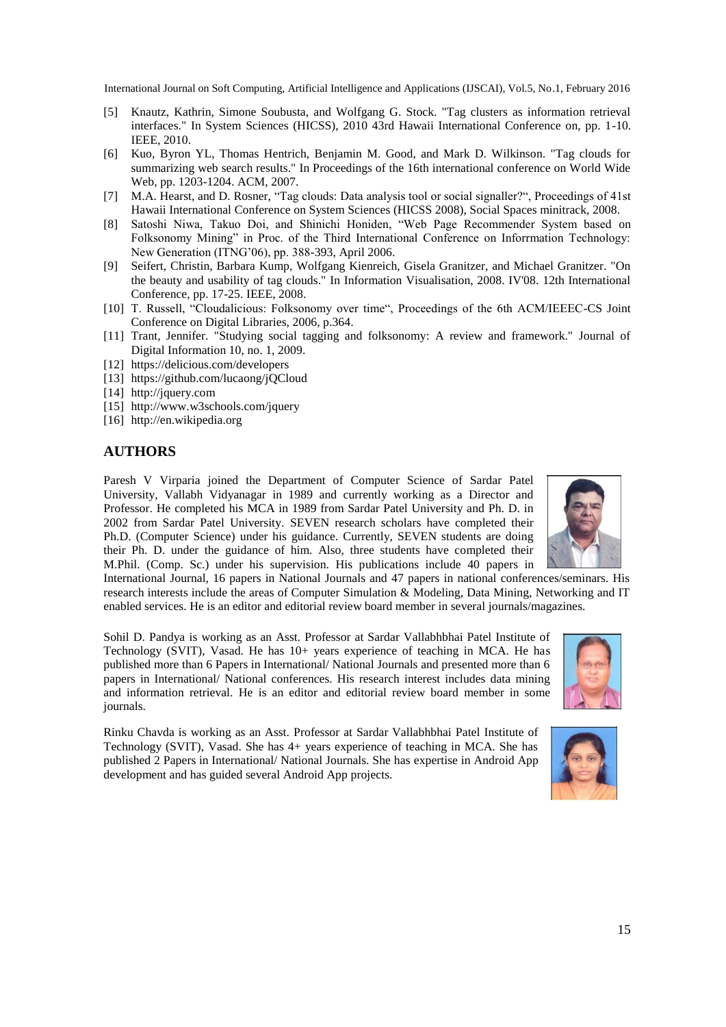[5] Knautz, Kathrin, Simone Soubusta, and Wolfgang G. Stock. "Tag clusters as information retrieval interfaces." In System Sciences (HICSS), 2010 43rd Hawaii International Conference on, pp. 1-10. IEEE, 2010.

[6] Kuo, Byron YL, Thomas Hentrich, Benjamin M. Good, and Mark D. Wilkinson. "Tag clouds for summarizing web search results." In Proceedings of the 16th international conference on World Wide Web, pp. 1203-1204. ACM, 2007.

[7] M.A. Hearst, and D. Rosner, "Tag clouds: Data analysis tool or social signaller?", Proceedings of 41st Hawaii International Conference on System Sciences (HICSS 2008), Social Spaces minitrack, 2008.

[8] Satoshi Niwa, Takuo Doi, and Shinichi Honiden, "Web Page Recommender System based on Folksonomy Mining" in Proc. of the Third International Conference on Inforrmation Technology: New Generation (ITNG'06), pp. 388-393, April 2006.

[9] Seifert, Christin, Barbara Kump, Wolfgang Kienreich, Gisela Granitzer, and Michael Granitzer. "On the beauty and usability of tag clouds." In Information Visualisation, 2008. IV'08. 12th International Conference, pp. 17-25. IEEE, 2008.

[10] T. Russell, "Cloudalicious: Folksonomy over time", Proceedings of the 6th ACM/IEEEC-CS Joint Conference on Digital Libraries, 2006, p.364.

[11] Trant, Jennifer. "Studying social tagging and folksonomy: A review and framework." Journal of Digital Information 10, no. 1, 2009.

[12] https://delicious.com/developers

[13] https://github.com/lucaong/jQCloud

[14] http://jquery.com

[15] http://www.w3schools.com/jquery

[16] http://en.wikipedia.org

## AUTHORS

Paresh V Virparia joined the Department of Computer Science of Sardar Patel University, Vallabh Vidyanagar in 1989 and currently working as a Director and Professor. He completed his MCA in 1989 from Sardar Patel University and Ph. D. in 2002 from Sardar Patel University. SEVEN research scholars have completed their Ph.D. (Computer Science) under his guidance. Currently, SEVEN students are doing their Ph. D. under the guidance of him. Also, three students have completed their M.Phil. (Comp. Sc.) under his supervision. His publications include 40 papers in International Journal, 16 papers in National Journals and 47 papers in national conferences/seminars. His research interests include the areas of Computer Simulation & Modeling, Data Mining, Networking and IT enabled services. He is an editor and editorial review board member in several journals/magazines.

Sohil D. Pandya is working as an Asst. Professor at Sardar Vallabhbhai Patel Institute of Technology (SVIT), Vasad. He has 10+ years experience of teaching in MCA. He has published more than 6 Papers in International/ National Journals and presented more than 6 papers in International/ National conferences. His research interest includes data mining and information retrieval. He is an editor and editorial review board member in some journals.

Rinku Chavda is working as an Asst. Professor at Sardar Vallabhbhai Patel Institute of Technology (SVIT), Vasad. She has 4+ years experience of teaching in MCA. She has published 2 Papers in International/ National Journals. She has expertise in Android App development and has guided several Android App projects.